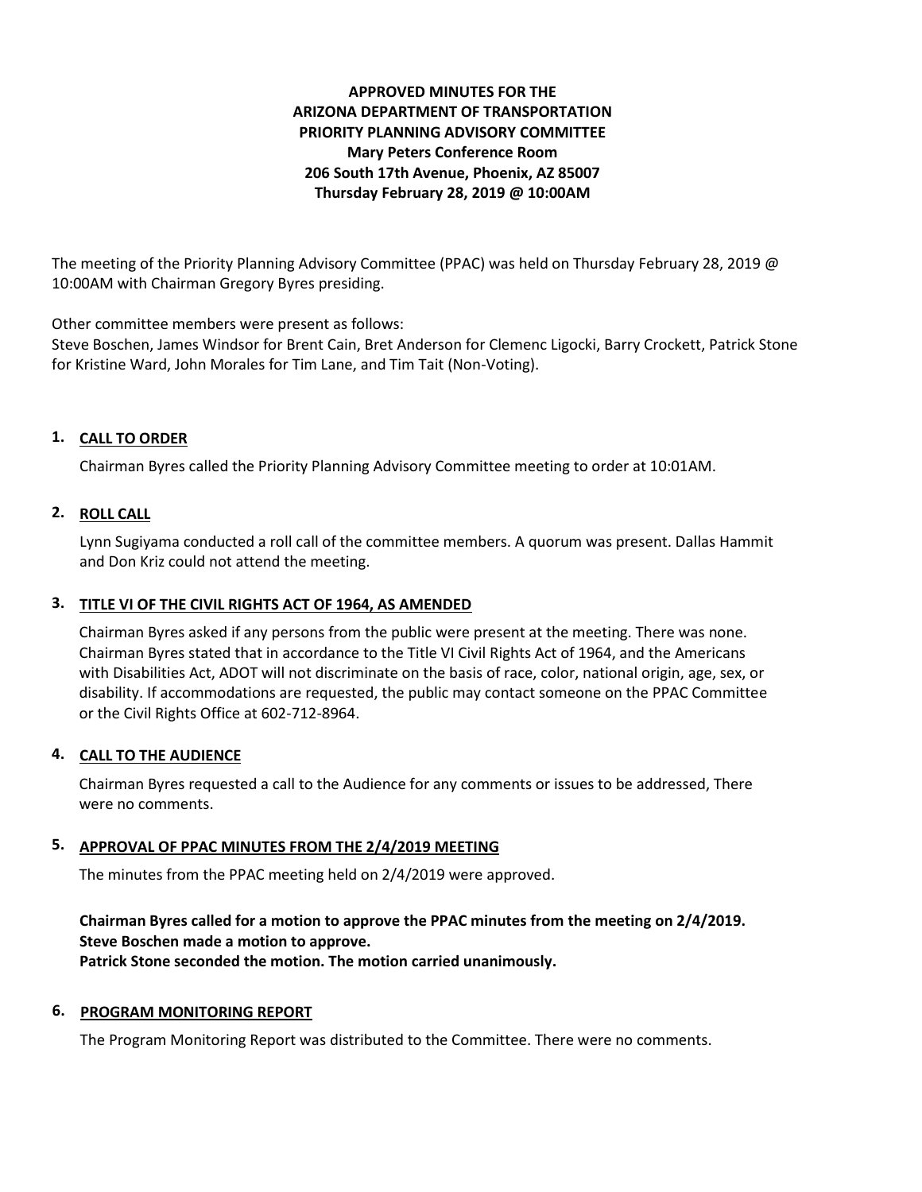**APPROVED MINUTES FOR THE**
**ARIZONA DEPARTMENT OF TRANSPORTATION**
**PRIORITY PLANNING ADVISORY COMMITTEE**
**Mary Peters Conference Room**
**206 South 17th Avenue, Phoenix, AZ 85007**
**Thursday February 28, 2019 @ 10:00AM**

The meeting of the Priority Planning Advisory Committee (PPAC) was held on Thursday February 28, 2019 @ 10:00AM with Chairman Gregory Byres presiding.

Other committee members were present as follows:
Steve Boschen, James Windsor for Brent Cain, Bret Anderson for Clemenc Ligocki, Barry Crockett, Patrick Stone for Kristine Ward, John Morales for Tim Lane, and Tim Tait (Non-Voting).

## 1. CALL TO ORDER

Chairman Byres called the Priority Planning Advisory Committee meeting to order at 10:01AM.

## 2. ROLL CALL

Lynn Sugiyama conducted a roll call of the committee members. A quorum was present. Dallas Hammit and Don Kriz could not attend the meeting.

## 3. TITLE VI OF THE CIVIL RIGHTS ACT OF 1964, AS AMENDED

Chairman Byres asked if any persons from the public were present at the meeting. There was none. Chairman Byres stated that in accordance to the Title VI Civil Rights Act of 1964, and the Americans with Disabilities Act, ADOT will not discriminate on the basis of race, color, national origin, age, sex, or disability. If accommodations are requested, the public may contact someone on the PPAC Committee or the Civil Rights Office at 602-712-8964.

## 4. CALL TO THE AUDIENCE

Chairman Byres requested a call to the Audience for any comments or issues to be addressed, There were no comments.

## 5. APPROVAL OF PPAC MINUTES FROM THE 2/4/2019 MEETING

The minutes from the PPAC meeting held on 2/4/2019 were approved.

**Chairman Byres called for a motion to approve the PPAC minutes from the meeting on 2/4/2019.**
**Steve Boschen made a motion to approve.**
**Patrick Stone seconded the motion. The motion carried unanimously.**

## 6. PROGRAM MONITORING REPORT

The Program Monitoring Report was distributed to the Committee. There were no comments.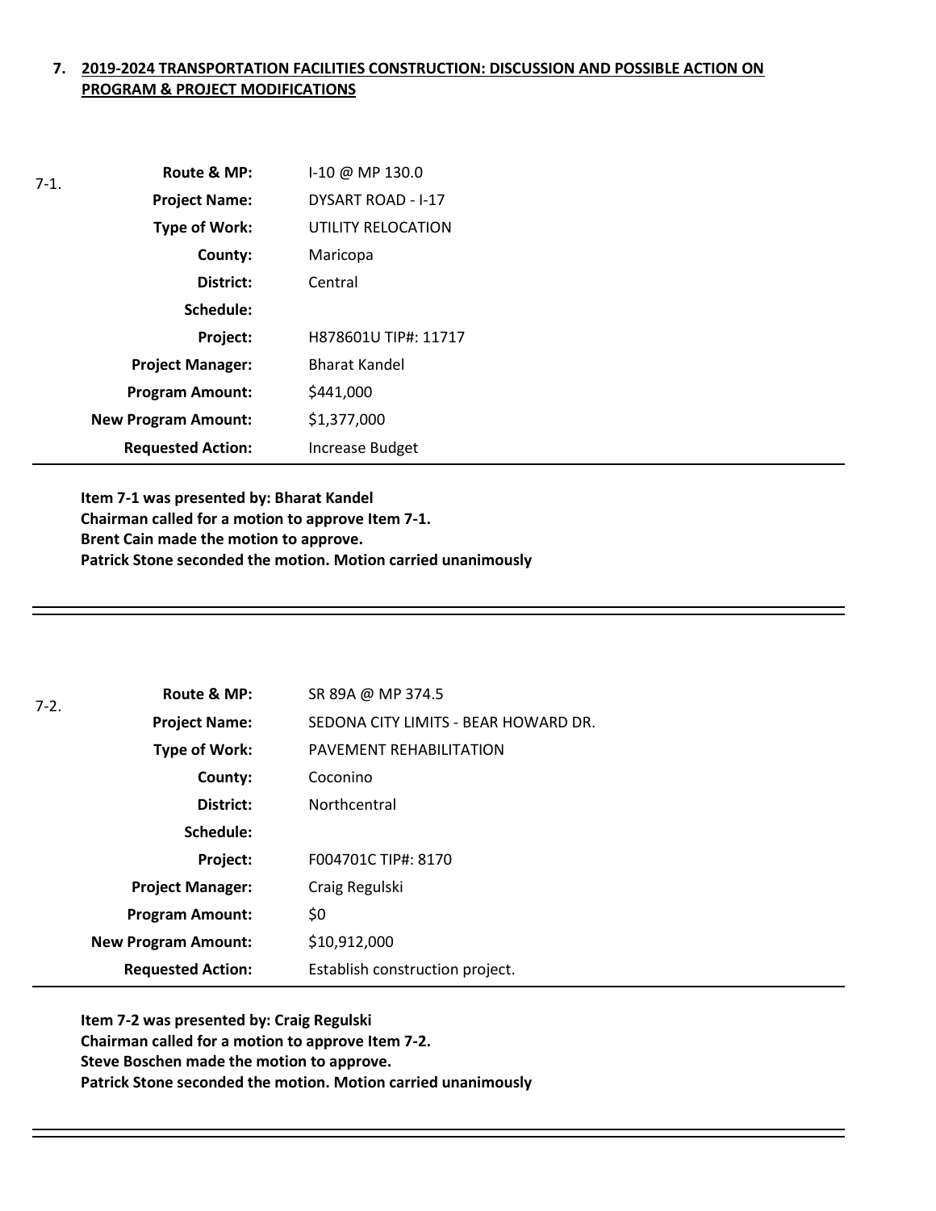## 7. 2019-2024 TRANSPORTATION FACILITIES CONSTRUCTION: DISCUSSION AND POSSIBLE ACTION ON PROGRAM & PROJECT MODIFICATIONS

7-1.

| | |
|---|---|
| **Route & MP:** | I-10 @ MP 130.0 |
| **Project Name:** | DYSART ROAD - I-17 |
| **Type of Work:** | UTILITY RELOCATION |
| **County:** | Maricopa |
| **District:** | Central |
| **Schedule:** | |
| **Project:** | H878601U TIP#: 11717 |
| **Project Manager:** | Bharat Kandel |
| **Program Amount:** | $441,000 |
| **New Program Amount:** | $1,377,000 |
| **Requested Action:** | Increase Budget |

**Item 7-1 was presented by: Bharat Kandel**
**Chairman called for a motion to approve Item 7-1.**
**Brent Cain made the motion to approve.**
**Patrick Stone seconded the motion. Motion carried unanimously**

---

7-2.

| | |
|---|---|
| **Route & MP:** | SR 89A @ MP 374.5 |
| **Project Name:** | SEDONA CITY LIMITS - BEAR HOWARD DR. |
| **Type of Work:** | PAVEMENT REHABILITATION |
| **County:** | Coconino |
| **District:** | Northcentral |
| **Schedule:** | |
| **Project:** | F004701C TIP#: 8170 |
| **Project Manager:** | Craig Regulski |
| **Program Amount:** | $0 |
| **New Program Amount:** | $10,912,000 |
| **Requested Action:** | Establish construction project. |

**Item 7-2 was presented by: Craig Regulski**
**Chairman called for a motion to approve Item 7-2.**
**Steve Boschen made the motion to approve.**
**Patrick Stone seconded the motion. Motion carried unanimously**

---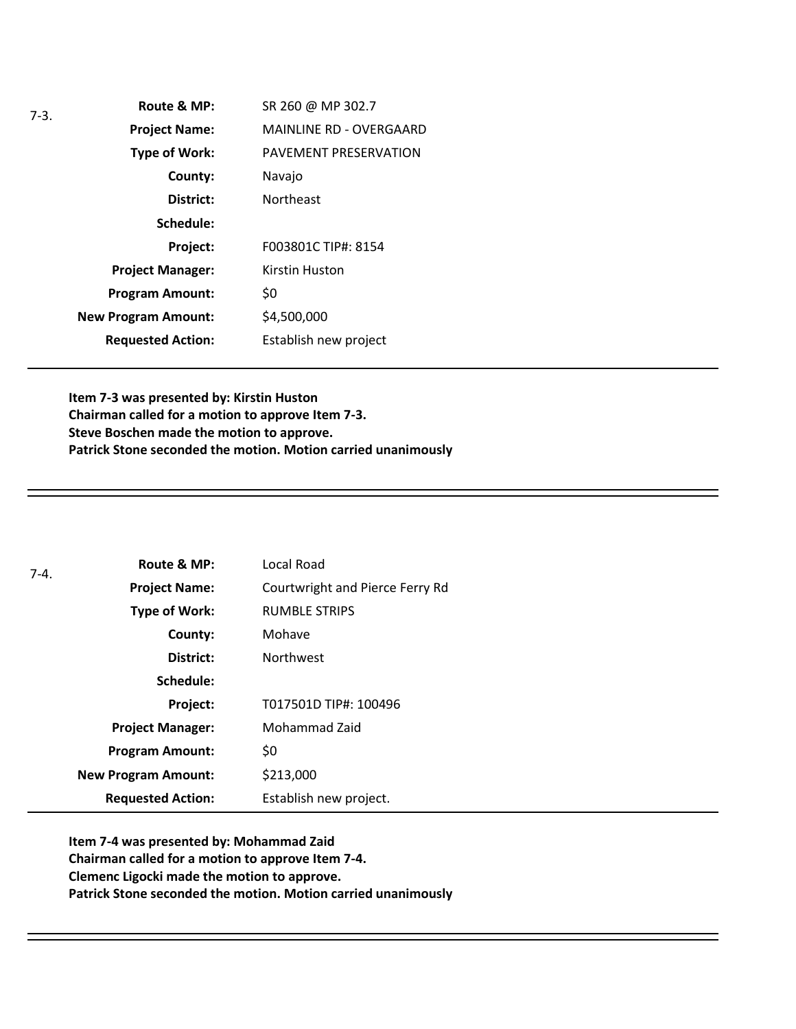7-3.

| | |
|---|---|
| **Route & MP:** | SR 260 @ MP 302.7 |
| **Project Name:** | MAINLINE RD - OVERGAARD |
| **Type of Work:** | PAVEMENT PRESERVATION |
| **County:** | Navajo |
| **District:** | Northeast |
| **Schedule:** | |
| **Project:** | F003801C TIP#: 8154 |
| **Project Manager:** | Kirstin Huston |
| **Program Amount:** | $0 |
| **New Program Amount:** | $4,500,000 |
| **Requested Action:** | Establish new project |

**Item 7-3 was presented by: Kirstin Huston**
**Chairman called for a motion to approve Item 7-3.**
**Steve Boschen made the motion to approve.**
**Patrick Stone seconded the motion. Motion carried unanimously**

---

7-4.

| | |
|---|---|
| **Route & MP:** | Local Road |
| **Project Name:** | Courtwright and Pierce Ferry Rd |
| **Type of Work:** | RUMBLE STRIPS |
| **County:** | Mohave |
| **District:** | Northwest |
| **Schedule:** | |
| **Project:** | T017501D TIP#: 100496 |
| **Project Manager:** | Mohammad Zaid |
| **Program Amount:** | $0 |
| **New Program Amount:** | $213,000 |
| **Requested Action:** | Establish new project. |

**Item 7-4 was presented by: Mohammad Zaid**
**Chairman called for a motion to approve Item 7-4.**
**Clemenc Ligocki made the motion to approve.**
**Patrick Stone seconded the motion. Motion carried unanimously**

---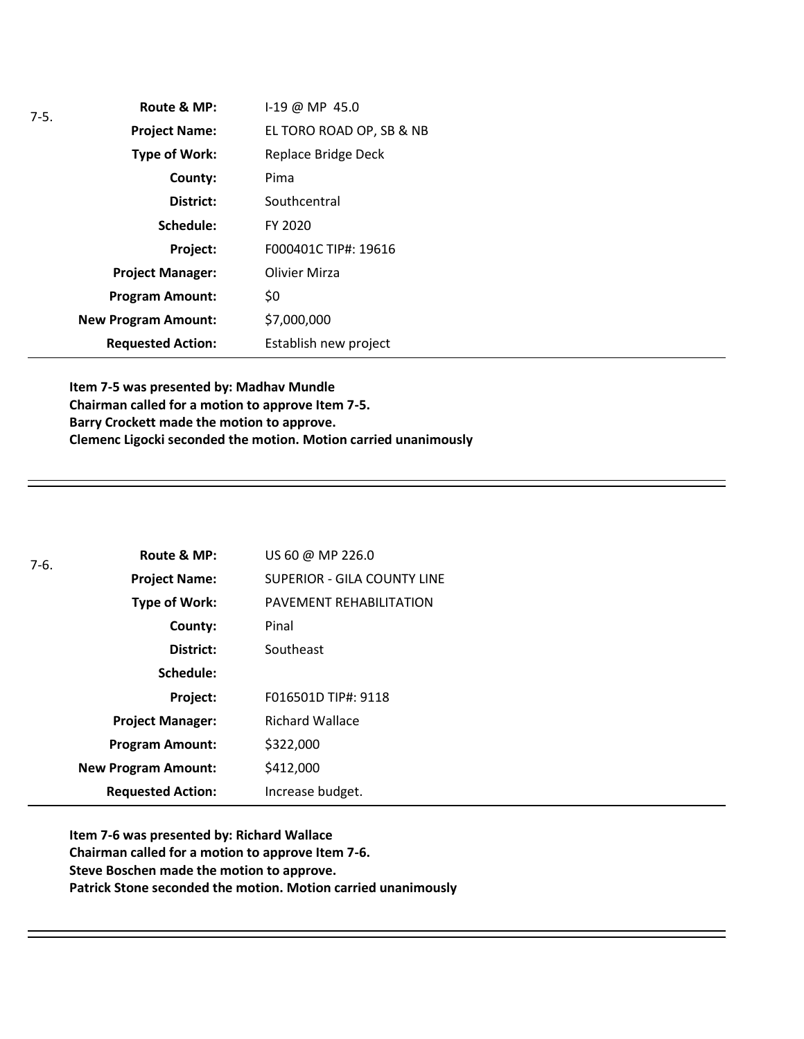7-5.

| | |
|---|---|
| **Route & MP:** | I-19 @ MP 45.0 |
| **Project Name:** | EL TORO ROAD OP, SB & NB |
| **Type of Work:** | Replace Bridge Deck |
| **County:** | Pima |
| **District:** | Southcentral |
| **Schedule:** | FY 2020 |
| **Project:** | F000401C TIP#: 19616 |
| **Project Manager:** | Olivier Mirza |
| **Program Amount:** | $0 |
| **New Program Amount:** | $7,000,000 |
| **Requested Action:** | Establish new project |

**Item 7-5 was presented by: Madhav Mundle**
**Chairman called for a motion to approve Item 7-5.**
**Barry Crockett made the motion to approve.**
**Clemenc Ligocki seconded the motion. Motion carried unanimously**

---

7-6.

| | |
|---|---|
| **Route & MP:** | US 60 @ MP 226.0 |
| **Project Name:** | SUPERIOR - GILA COUNTY LINE |
| **Type of Work:** | PAVEMENT REHABILITATION |
| **County:** | Pinal |
| **District:** | Southeast |
| **Schedule:** | |
| **Project:** | F016501D TIP#: 9118 |
| **Project Manager:** | Richard Wallace |
| **Program Amount:** | $322,000 |
| **New Program Amount:** | $412,000 |
| **Requested Action:** | Increase budget. |

**Item 7-6 was presented by: Richard Wallace**
**Chairman called for a motion to approve Item 7-6.**
**Steve Boschen made the motion to approve.**
**Patrick Stone seconded the motion. Motion carried unanimously**

---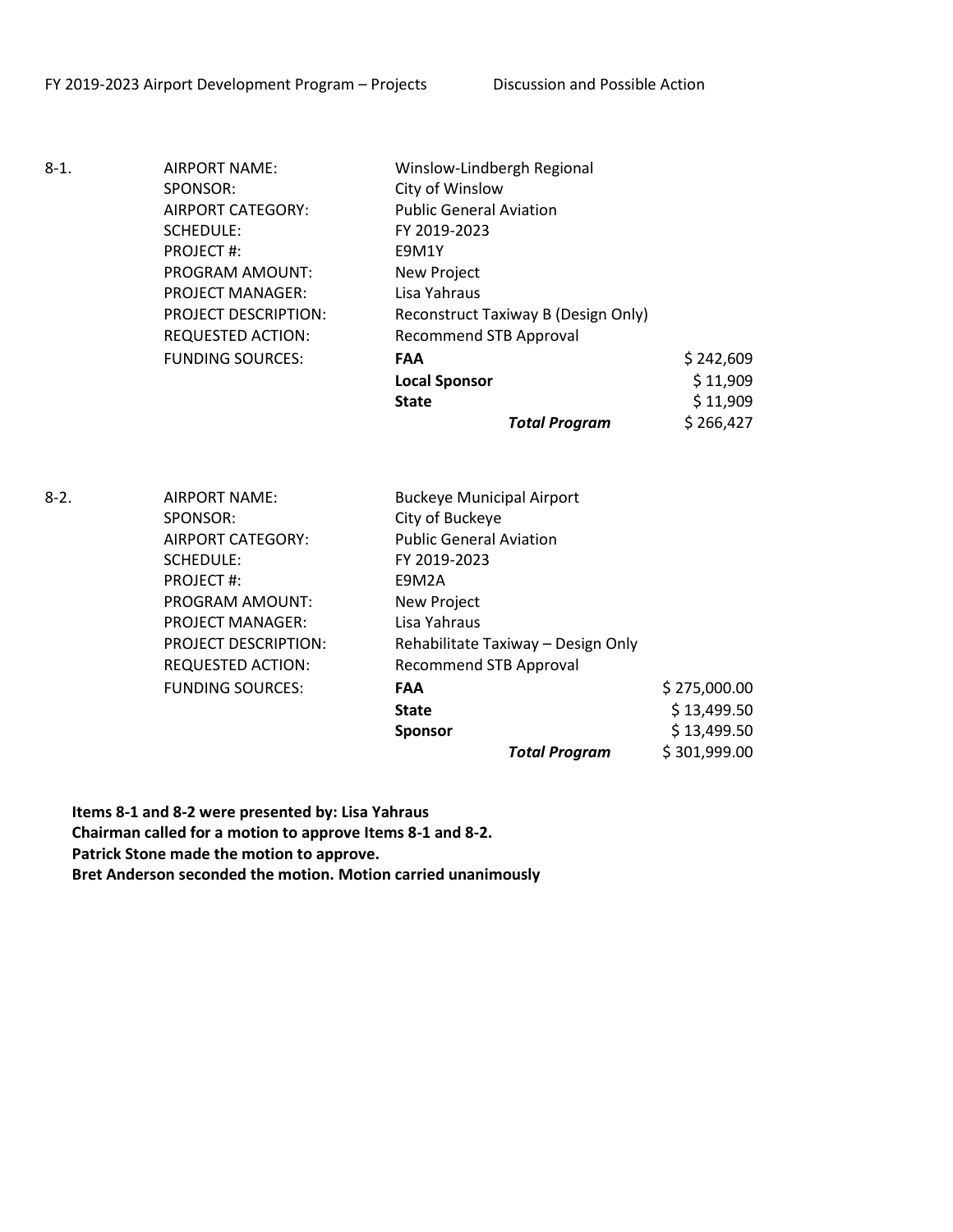FY 2019-2023 Airport Development Program – Projects Discussion and Possible Action

8-1.

| | | |
|---|---|---|
| AIRPORT NAME: | Winslow-Lindbergh Regional | |
| SPONSOR: | City of Winslow | |
| AIRPORT CATEGORY: | Public General Aviation | |
| SCHEDULE: | FY 2019-2023 | |
| PROJECT #: | E9M1Y | |
| PROGRAM AMOUNT: | New Project | |
| PROJECT MANAGER: | Lisa Yahraus | |
| PROJECT DESCRIPTION: | Reconstruct Taxiway B (Design Only) | |
| REQUESTED ACTION: | Recommend STB Approval | |
| FUNDING SOURCES: | **FAA** | $ 242,609 |
| | **Local Sponsor** | $ 11,909 |
| | **State** | $ 11,909 |
| | ***Total Program*** | $ 266,427 |

8-2.

| | | |
|---|---|---|
| AIRPORT NAME: | Buckeye Municipal Airport | |
| SPONSOR: | City of Buckeye | |
| AIRPORT CATEGORY: | Public General Aviation | |
| SCHEDULE: | FY 2019-2023 | |
| PROJECT #: | E9M2A | |
| PROGRAM AMOUNT: | New Project | |
| PROJECT MANAGER: | Lisa Yahraus | |
| PROJECT DESCRIPTION: | Rehabilitate Taxiway – Design Only | |
| REQUESTED ACTION: | Recommend STB Approval | |
| FUNDING SOURCES: | **FAA** | $ 275,000.00 |
| | **State** | $ 13,499.50 |
| | **Sponsor** | $ 13,499.50 |
| | ***Total Program*** | $ 301,999.00 |

**Items 8-1 and 8-2 were presented by: Lisa Yahraus**
**Chairman called for a motion to approve Items 8-1 and 8-2.**
**Patrick Stone made the motion to approve.**
**Bret Anderson seconded the motion. Motion carried unanimously**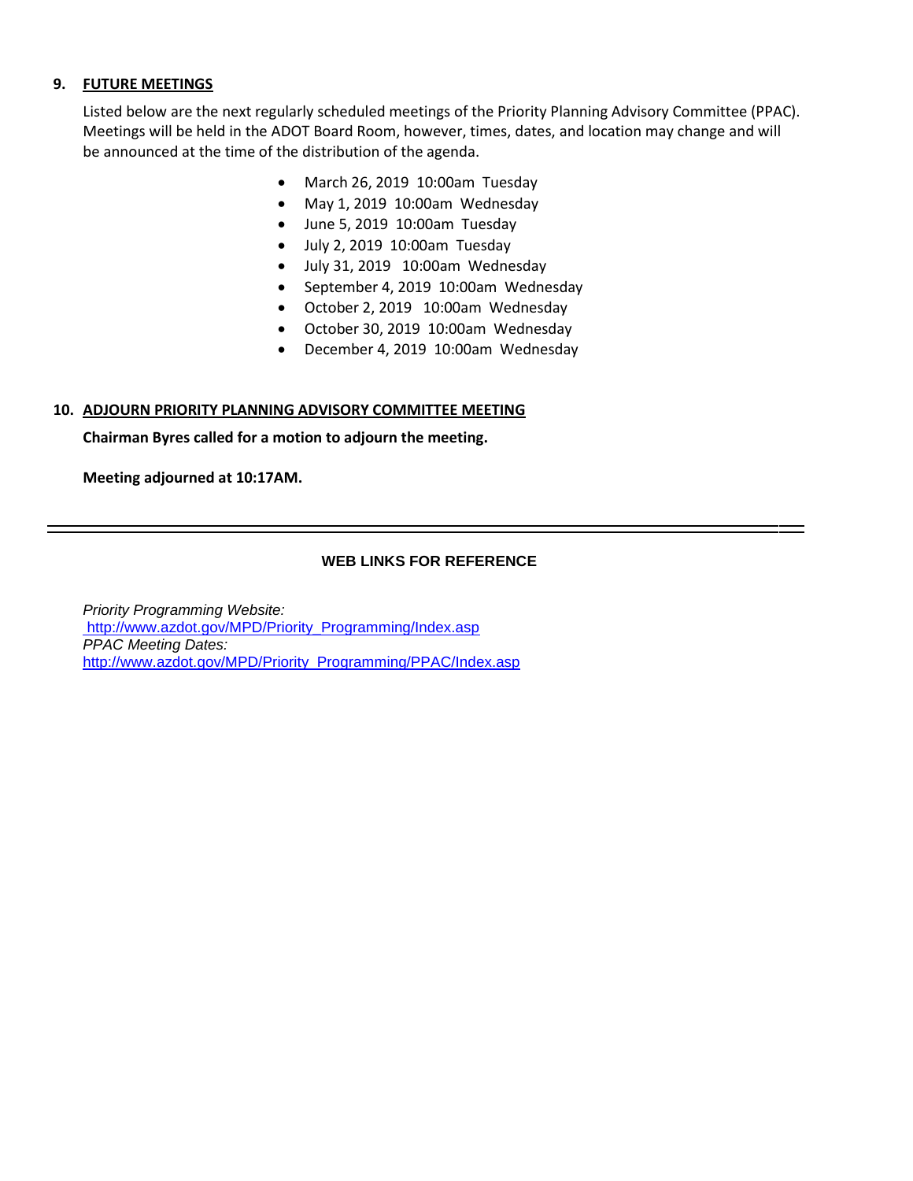## 9. FUTURE MEETINGS

Listed below are the next regularly scheduled meetings of the Priority Planning Advisory Committee (PPAC). Meetings will be held in the ADOT Board Room, however, times, dates, and location may change and will be announced at the time of the distribution of the agenda.

- March 26, 2019 10:00am Tuesday
- May 1, 2019 10:00am Wednesday
- June 5, 2019 10:00am Tuesday
- July 2, 2019 10:00am Tuesday
- July 31, 2019 10:00am Wednesday
- September 4, 2019 10:00am Wednesday
- October 2, 2019 10:00am Wednesday
- October 30, 2019 10:00am Wednesday
- December 4, 2019 10:00am Wednesday

## 10. ADJOURN PRIORITY PLANNING ADVISORY COMMITTEE MEETING

**Chairman Byres called for a motion to adjourn the meeting.**

**Meeting adjourned at 10:17AM.**

---

**WEB LINKS FOR REFERENCE**

*Priority Programming Website:*
http://www.azdot.gov/MPD/Priority_Programming/Index.asp
*PPAC Meeting Dates:*
http://www.azdot.gov/MPD/Priority_Programming/PPAC/Index.asp